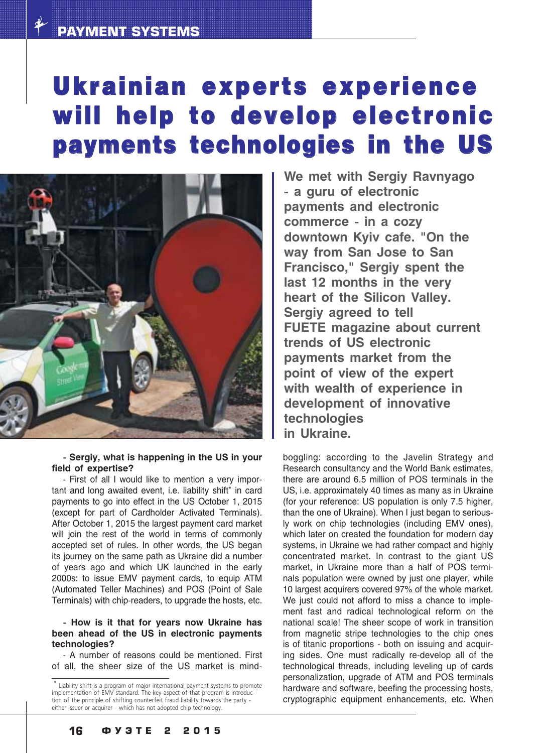# Ukrainian experts experience will help to develop electronic payments technologies in the US

**We met with Sergiy Ravnyago - a guru of electronic payments and electronic commerce - in a cozy downtown Kyiv cafe. "On the way from San Jose to San Francisco," Sergiy spent the last 12 months in the very heart of the Silicon Valley. Sergiy agreed to tell FUETE magazine about current trends of US electronic payments market from the point of view of the expert with wealth of experience in development of innovative technologies in Ukraine.**

**- Sergiy, what is happening in the US in your field of expertise?**

- First of all I would like to mention a very important and long awaited event, i.e. liability shift* in card payments to go into effect in the US October 1, 2015 (except for part of Cardholder Activated Terminals). After October 1, 2015 the largest payment card market will join the rest of the world in terms of commonly accepted set of rules. In other words, the US began its journey on the same path as Ukraine did a number of years ago and which UK launched in the early 2000s: to issue EMV payment cards, to equip ATM (Automated Teller Machines) and POS (Point of Sale Terminals) with chip-readers, to upgrade the hosts, etc.

**- How is it that for years now Ukraine has been ahead of the US in electronic payments technologies?**

- A number of reasons could be mentioned. First of all, the sheer size of the US market is mind-boggling: according to the Javelin Strategy and Research consultancy and the World Bank estimates, there are around 6.5 million of POS terminals in the US, i.e. approximately 40 times as many as in Ukraine (for your reference: US population is only 7.5 higher, than the one of Ukraine). When I just began to seriously work on chip technologies (including EMV ones), which later on created the foundation for modern day systems, in Ukraine we had rather compact and highly concentrated market. In contrast to the giant US market, in Ukraine more than a half of POS terminals population were owned by just one player, while 10 largest acquirers covered 97% of the whole market. We just could not afford to miss a chance to implement fast and radical technological reform on the national scale! The sheer scope of work in transition from magnetic stripe technologies to the chip ones is of titanic proportions - both on issuing and acquiring sides. One must radically re-develop all of the technological threads, including leveling up of cards personalization, upgrade of ATM and POS terminals hardware and software, beefing the processing hosts, cryptographic equipment enhancements, etc. When

---

* Liability shift is a program of major international payment systems to promote implementation of EMV standard. The key aspect of that program is introduction of the principle of shifting counterfeit fraud liability towards the party - either issuer or acquirer - which has not adopted chip technology.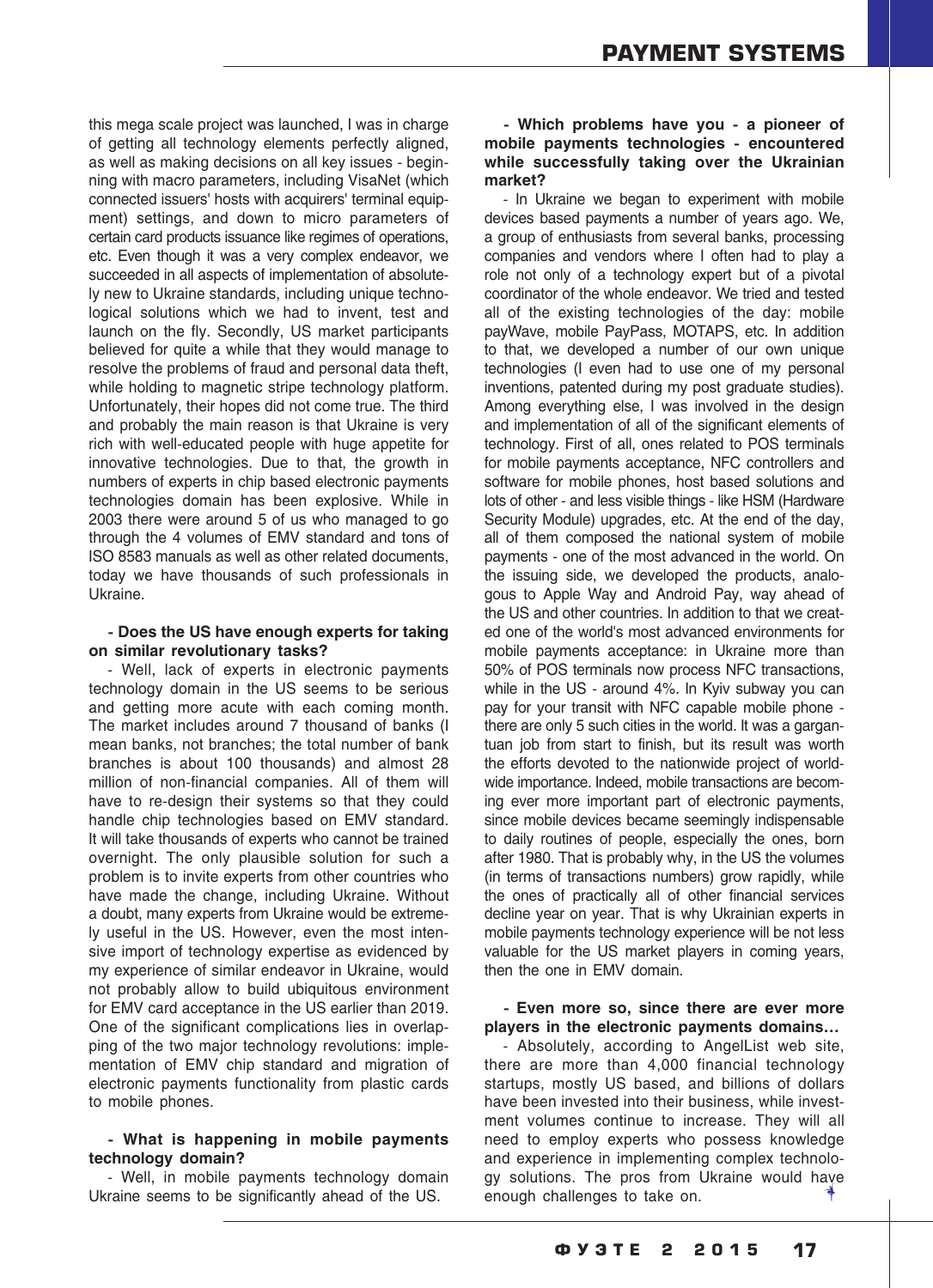this mega scale project was launched, I was in charge of getting all technology elements perfectly aligned, as well as making decisions on all key issues - beginning with macro parameters, including VisaNet (which connected issuers' hosts with acquirers' terminal equipment) settings, and down to micro parameters of certain card products issuance like regimes of operations, etc. Even though it was a very complex endeavor, we succeeded in all aspects of implementation of absolutely new to Ukraine standards, including unique technological solutions which we had to invent, test and launch on the fly. Secondly, US market participants believed for quite a while that they would manage to resolve the problems of fraud and personal data theft, while holding to magnetic stripe technology platform. Unfortunately, their hopes did not come true. The third and probably the main reason is that Ukraine is very rich with well-educated people with huge appetite for innovative technologies. Due to that, the growth in numbers of experts in chip based electronic payments technologies domain has been explosive. While in 2003 there were around 5 of us who managed to go through the 4 volumes of EMV standard and tons of ISO 8583 manuals as well as other related documents, today we have thousands of such professionals in Ukraine.

**- Does the US have enough experts for taking on similar revolutionary tasks?**

- Well, lack of experts in electronic payments technology domain in the US seems to be serious and getting more acute with each coming month. The market includes around 7 thousand of banks (I mean banks, not branches; the total number of bank branches is about 100 thousands) and almost 28 million of non-financial companies. All of them will have to re-design their systems so that they could handle chip technologies based on EMV standard. It will take thousands of experts who cannot be trained overnight. The only plausible solution for such a problem is to invite experts from other countries who have made the change, including Ukraine. Without a doubt, many experts from Ukraine would be extremely useful in the US. However, even the most intensive import of technology expertise as evidenced by my experience of similar endeavor in Ukraine, would not probably allow to build ubiquitous environment for EMV card acceptance in the US earlier than 2019. One of the significant complications lies in overlapping of the two major technology revolutions: implementation of EMV chip standard and migration of electronic payments functionality from plastic cards to mobile phones.

**- What is happening in mobile payments technology domain?**

- Well, in mobile payments technology domain Ukraine seems to be significantly ahead of the US.

**- Which problems have you - a pioneer of mobile payments technologies - encountered while successfully taking over the Ukrainian market?**

- In Ukraine we began to experiment with mobile devices based payments a number of years ago. We, a group of enthusiasts from several banks, processing companies and vendors where I often had to play a role not only of a technology expert but of a pivotal coordinator of the whole endeavor. We tried and tested all of the existing technologies of the day: mobile payWave, mobile PayPass, MOTAPS, etc. In addition to that, we developed a number of our own unique technologies (I even had to use one of my personal inventions, patented during my post graduate studies). Among everything else, I was involved in the design and implementation of all of the significant elements of technology. First of all, ones related to POS terminals for mobile payments acceptance, NFC controllers and software for mobile phones, host based solutions and lots of other - and less visible things - like HSM (Hardware Security Module) upgrades, etc. At the end of the day, all of them composed the national system of mobile payments - one of the most advanced in the world. On the issuing side, we developed the products, analogous to Apple Way and Android Pay, way ahead of the US and other countries. In addition to that we created one of the world's most advanced environments for mobile payments acceptance: in Ukraine more than 50% of POS terminals now process NFC transactions, while in the US - around 4%. In Kyiv subway you can pay for your transit with NFC capable mobile phone - there are only 5 such cities in the world. It was a gargantuan job from start to finish, but its result was worth the efforts devoted to the nationwide project of worldwide importance. Indeed, mobile transactions are becoming ever more important part of electronic payments, since mobile devices became seemingly indispensable to daily routines of people, especially the ones, born after 1980. That is probably why, in the US the volumes (in terms of transactions numbers) grow rapidly, while the ones of practically all of other financial services decline year on year. That is why Ukrainian experts in mobile payments technology experience will be not less valuable for the US market players in coming years, then the one in EMV domain.

**- Even more so, since there are ever more players in the electronic payments domains…**

- Absolutely, according to AngelList web site, there are more than 4,000 financial technology startups, mostly US based, and billions of dollars have been invested into their business, while investment volumes continue to increase. They will all need to employ experts who possess knowledge and experience in implementing complex technology solutions. The pros from Ukraine would have enough challenges to take on.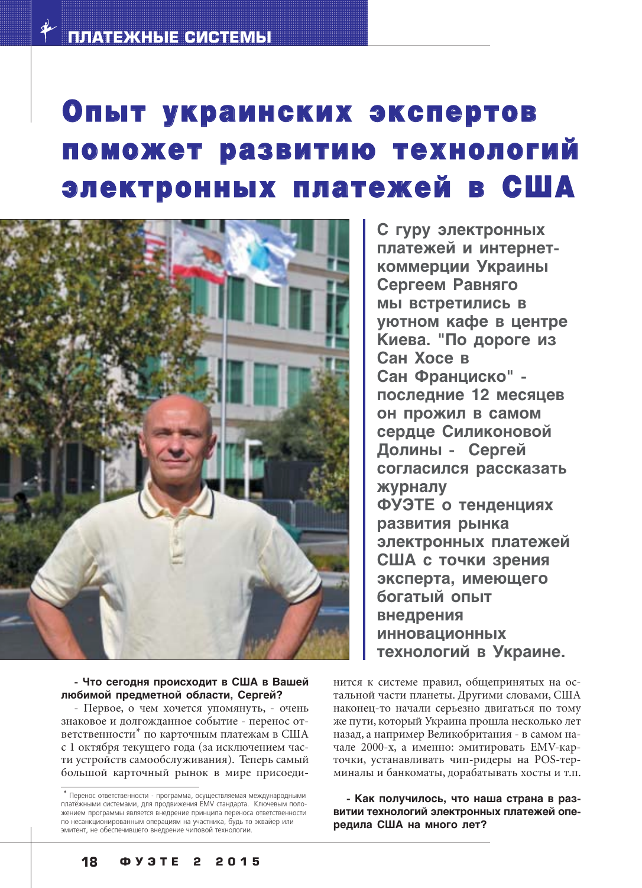# Опыт украинских экспертов поможет развитию технологий электронных платежей в США

**С гуру электронных платежей и интернет-коммерции Украины Сергеем Равняго мы встретились в уютном кафе в центре Киева. "По дороге из Сан Хосе в Сан Франциско" - последние 12 месяцев он прожил в самом сердце Силиконовой Долины - Сергей согласился рассказать журналу ФУЭТЕ о тенденциях развития рынка электронных платежей США с точки зрения эксперта, имеющего богатый опыт внедрения инновационных технологий в Украине.**

**- Что сегодня происходит в США в Вашей любимой предметной области, Сергей?**

- Первое, о чем хочется упомянуть, - очень знаковое и долгожданное событие - перенос ответственности* по карточным платежам в США с 1 октября текущего года (за исключением части устройств самообслуживания). Теперь самый большой карточный рынок в мире присоединится к системе правил, общепринятых на остальной части планеты. Другими словами, США наконец-то начали серьезно двигаться по тому же пути, который Украина прошла несколько лет назад, а например Великобритания - в самом начале 2000-х, а именно: эмитировать EMV-карточки, устанавливать чип-ридеры на POS-терминалы и банкоматы, дорабатывать хосты и т.п.

**- Как получилось, что наша страна в развитии технологий электронных платежей опередила США на много лет?**

---

* Перенос ответственности - программа, осуществляемая международными платёжными системами, для продвижения EMV стандарта. Ключевым положением программы является внедрение принципа переноса ответственности по несанкционированным операциям на участника, будь то эквайер или эмитент, не обеспечившего внедрение чиповой технологии.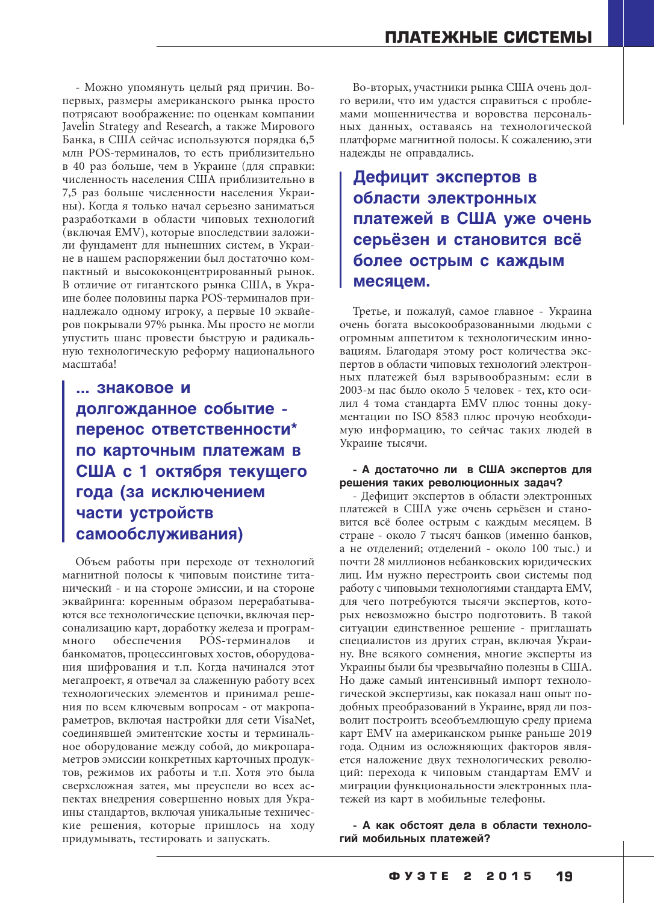- Можно упомянуть целый ряд причин. Во-первых, размеры американского рынка просто потрясают воображение: по оценкам компании Javelin Strategy and Research, а также Мирового Банка, в США сейчас используются порядка 6,5 млн POS-терминалов, то есть приблизительно в 40 раз больше, чем в Украине (для справки: численность населения США приблизительно в 7,5 раз больше численности населения Украины). Когда я только начал серьезно заниматься разработками в области чиповых технологий (включая EMV), которые впоследствии заложили фундамент для нынешних систем, в Украине в нашем распоряжении был достаточно компактный и высококонцентрированный рынок. В отличие от гигантского рынка США, в Украине более половины парка POS-терминалов принадлежало одному игроку, а первые 10 эквайеров покрывали 97% рынка. Мы просто не могли упустить шанс провести быструю и радикальную технологическую реформу национального масштаба!

> **... знаковое и долгожданное событие - перенос ответственности* по карточным платежам в США с 1 октября текущего года (за исключением части устройств самообслуживания)**

Объем работы при переходе от технологий магнитной полосы к чиповым поистине титанический - и на стороне эмиссии, и на стороне эквайринга: коренным образом перерабатываются все технологические цепочки, включая персонализацию карт, доработку железа и программного обеспечения POS-терминалов и банкоматов, процессинговых хостов, оборудования шифрования и т.п. Когда начинался этот мегапроект, я отвечал за слаженную работу всех технологических элементов и принимал решения по всем ключевым вопросам - от макропараметров, включая настройки для сети VisaNet, соединявшей эмитентские хосты и терминальное оборудование между собой, до микропараметров эмиссии конкретных карточных продуктов, режимов их работы и т.п. Хотя это была сверхсложная затея, мы преуспели во всех аспектах внедрения совершенно новых для Украины стандартов, включая уникальные технические решения, которые пришлось на ходу придумывать, тестировать и запускать.

Во-вторых, участники рынка США очень долго верили, что им удастся справиться с проблемами мошенничества и воровства персональных данных, оставаясь на технологической платформе магнитной полосы. К сожалению, эти надежды не оправдались.

> **Дефицит экспертов в области электронных платежей в США уже очень серьёзен и становится всё более острым с каждым месяцем.**

Третье, и пожалуй, самое главное - Украина очень богата высокообразованными людьми с огромным аппетитом к технологическим инновациям. Благодаря этому рост количества экспертов в области чиповых технологий электронных платежей был взрывообразным: если в 2003-м нас было около 5 человек - тех, кто осилил 4 тома стандарта EMV плюс тонны документации по ISO 8583 плюс прочую необходимую информацию, то сейчас таких людей в Украине тысячи.

**- А достаточно ли в США экспертов для решения таких революционных задач?**

- Дефицит экспертов в области электронных платежей в США уже очень серьёзен и становится всё более острым с каждым месяцем. В стране - около 7 тысяч банков (именно банков, а не отделений; отделений - около 100 тыс.) и почти 28 миллионов небанковских юридических лиц. Им нужно перестроить свои системы под работу с чиповыми технологиями стандарта EMV, для чего потребуются тысячи экспертов, которых невозможно быстро подготовить. В такой ситуации единственное решение - приглашать специалистов из других стран, включая Украину. Вне всякого сомнения, многие эксперты из Украины были бы чрезвычайно полезны в США. Но даже самый интенсивный импорт технологической экспертизы, как показал наш опыт подобных преобразований в Украине, вряд ли позволит построить всеобъемлющую среду приема карт EMV на американском рынке раньше 2019 года. Одним из осложняющих факторов является наложение двух технологических революций: перехода к чиповым стандартам EMV и миграции функциональности электронных платежей из карт в мобильные телефоны.

**- А как обстоят дела в области технологий мобильных платежей?**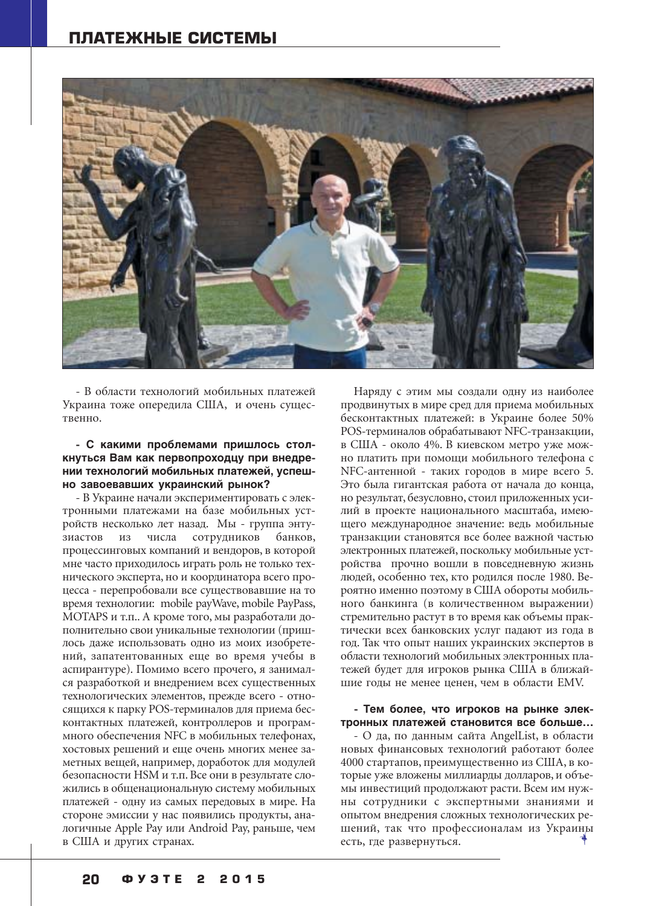- В области технологий мобильных платежей Украина тоже опередила США, и очень существенно.

**- С какими проблемами пришлось столкнуться Вам как первопроходцу при внедрении технологий мобильных платежей, успешно завоевавших украинский рынок?**

- В Украине начали экспериментировать с электронными платежами на базе мобильных устройств несколько лет назад. Мы - группа энтузиастов из числа сотрудников банков, процессинговых компаний и вендоров, в которой мне часто приходилось играть роль не только технического эксперта, но и координатора всего процесса - перепробовали все существовавшие на то время технологии: mobile payWave, mobile PayPass, MOTAPS и т.п.. А кроме того, мы разработали дополнительно свои уникальные технологии (пришлось даже использовать одно из моих изобретений, запатентованных еще во время учебы в аспирантуре). Помимо всего прочего, я занимался разработкой и внедрением всех существенных технологических элементов, прежде всего - относящихся к парку POS-терминалов для приема бесконтактных платежей, контроллеров и программного обеспечения NFC в мобильных телефонах, хостовых решений и еще очень многих менее заметных вещей, например, доработок для модулей безопасности HSM и т.п. Все они в результате сложились в общенациональную систему мобильных платежей - одну из самых передовых в мире. На стороне эмиссии у нас появились продукты, аналогичные Apple Pay или Android Pay, раньше, чем в США и других странах.

Наряду с этим мы создали одну из наиболее продвинутых в мире сред для приема мобильных бесконтактных платежей: в Украине более 50% POS-терминалов обрабатывают NFC-транзакции, в США - около 4%. В киевском метро уже можно платить при помощи мобильного телефона с NFC-антенной - таких городов в мире всего 5. Это была гигантская работа от начала до конца, но результат, безусловно, стоил приложенных усилий в проекте национального масштаба, имеющего международное значение: ведь мобильные транзакции становятся все более важной частью электронных платежей, поскольку мобильные устройства прочно вошли в повседневную жизнь людей, особенно тех, кто родился после 1980. Вероятно именно поэтому в США обороты мобильного банкинга (в количественном выражении) стремительно растут в то время как объемы практически всех банковских услуг падают из года в год. Так что опыт наших украинских экспертов в области технологий мобильных электронных платежей будет для игроков рынка США в ближайшие годы не менее ценен, чем в области EMV.

**- Тем более, что игроков на рынке электронных платежей становится все больше…**

- О да, по данным сайта AngelList, в области новых финансовых технологий работают более 4000 стартапов, преимущественно из США, в которые уже вложены миллиарды долларов, и объемы инвестиций продолжают расти. Всем им нужны сотрудники с экспертными знаниями и опытом внедрения сложных технологических решений, так что профессионалам из Украины есть, где развернуться.